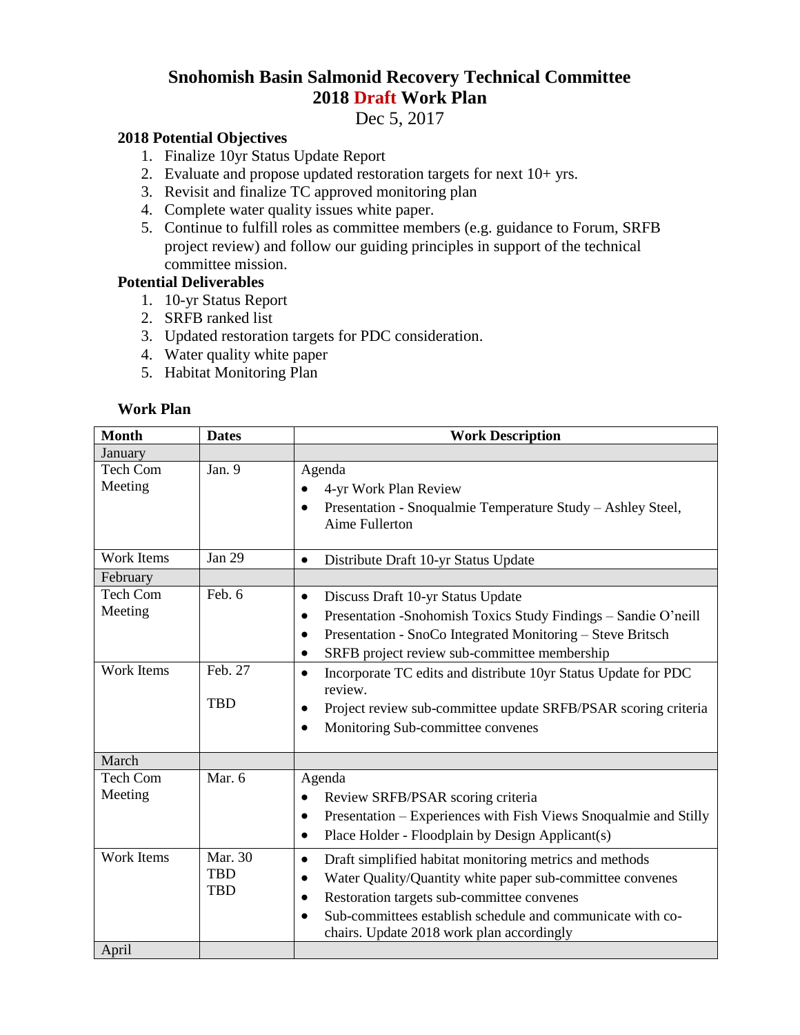# Snohomish Basin Salmonid Recovery Technical Committee
# 2018 Draft Work Plan

Dec 5, 2017

**2018 Potential Objectives**

1. Finalize 10yr Status Update Report
2. Evaluate and propose updated restoration targets for next 10+ yrs.
3. Revisit and finalize TC approved monitoring plan
4. Complete water quality issues white paper.
5. Continue to fulfill roles as committee members (e.g. guidance to Forum, SRFB project review) and follow our guiding principles in support of the technical committee mission.

**Potential Deliverables**

1. 10-yr Status Report
2. SRFB ranked list
3. Updated restoration targets for PDC consideration.
4. Water quality white paper
5. Habitat Monitoring Plan

**Work Plan**

| Month | Dates | Work Description |
|---|---|---|
| January | | |
| Tech Com Meeting | Jan. 9 | Agenda<br>• 4-yr Work Plan Review<br>• Presentation - Snoqualmie Temperature Study – Ashley Steel, Aime Fullerton |
| Work Items | Jan 29 | • Distribute Draft 10-yr Status Update |
| February | | |
| Tech Com Meeting | Feb. 6 | • Discuss Draft 10-yr Status Update<br>• Presentation -Snohomish Toxics Study Findings – Sandie O'neill<br>• Presentation - SnoCo Integrated Monitoring – Steve Britsch<br>• SRFB project review sub-committee membership |
| Work Items | Feb. 27<br>TBD | • Incorporate TC edits and distribute 10yr Status Update for PDC review.<br>• Project review sub-committee update SRFB/PSAR scoring criteria<br>• Monitoring Sub-committee convenes |
| March | | |
| Tech Com Meeting | Mar. 6 | Agenda<br>• Review SRFB/PSAR scoring criteria<br>• Presentation – Experiences with Fish Views Snoqualmie and Stilly<br>• Place Holder - Floodplain by Design Applicant(s) |
| Work Items | Mar. 30<br>TBD<br>TBD | • Draft simplified habitat monitoring metrics and methods<br>• Water Quality/Quantity white paper sub-committee convenes<br>• Restoration targets sub-committee convenes<br>• Sub-committees establish schedule and communicate with co-chairs. Update 2018 work plan accordingly |
| April | | |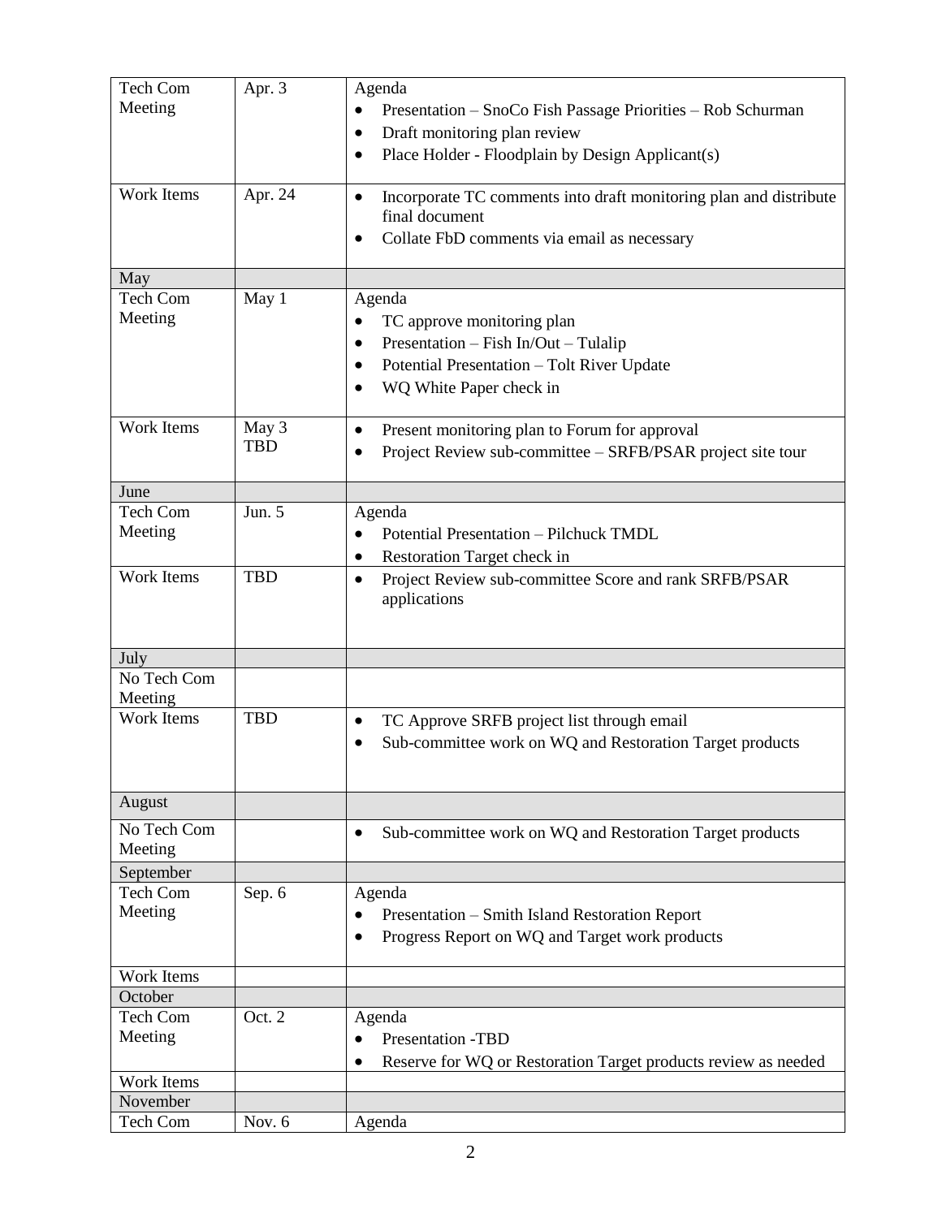| | | |
|---|---|---|
| Tech Com Meeting | Apr. 3 | Agenda<br>• Presentation – SnoCo Fish Passage Priorities – Rob Schurman<br>• Draft monitoring plan review<br>• Place Holder - Floodplain by Design Applicant(s) |
| Work Items | Apr. 24 | • Incorporate TC comments into draft monitoring plan and distribute final document<br>• Collate FbD comments via email as necessary |
| May | | |
| Tech Com Meeting | May 1 | Agenda<br>• TC approve monitoring plan<br>• Presentation – Fish In/Out – Tulalip<br>• Potential Presentation – Tolt River Update<br>• WQ White Paper check in |
| Work Items | May 3<br>TBD | • Present monitoring plan to Forum for approval<br>• Project Review sub-committee – SRFB/PSAR project site tour |
| June | | |
| Tech Com Meeting | Jun. 5 | Agenda<br>• Potential Presentation – Pilchuck TMDL<br>• Restoration Target check in |
| Work Items | TBD | • Project Review sub-committee Score and rank SRFB/PSAR applications |
| July | | |
| No Tech Com Meeting | | |
| Work Items | TBD | • TC Approve SRFB project list through email<br>• Sub-committee work on WQ and Restoration Target products |
| August | | |
| No Tech Com Meeting | | • Sub-committee work on WQ and Restoration Target products |
| September | | |
| Tech Com Meeting | Sep. 6 | Agenda<br>• Presentation – Smith Island Restoration Report<br>• Progress Report on WQ and Target work products |
| Work Items | | |
| October | | |
| Tech Com Meeting | Oct. 2 | Agenda<br>• Presentation -TBD<br>• Reserve for WQ or Restoration Target products review as needed |
| Work Items | | |
| November | | |
| Tech Com | Nov. 6 | Agenda |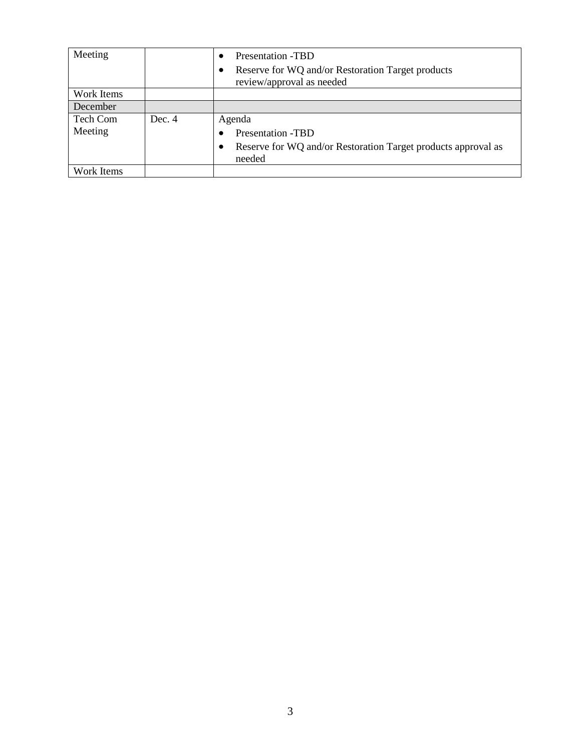| | | |
|---|---|---|
| Meeting | | • Presentation -TBD<br>• Reserve for WQ and/or Restoration Target products review/approval as needed |
| Work Items | | |
| December | | |
| Tech Com Meeting | Dec. 4 | Agenda<br>• Presentation -TBD<br>• Reserve for WQ and/or Restoration Target products approval as needed |
| Work Items | | |